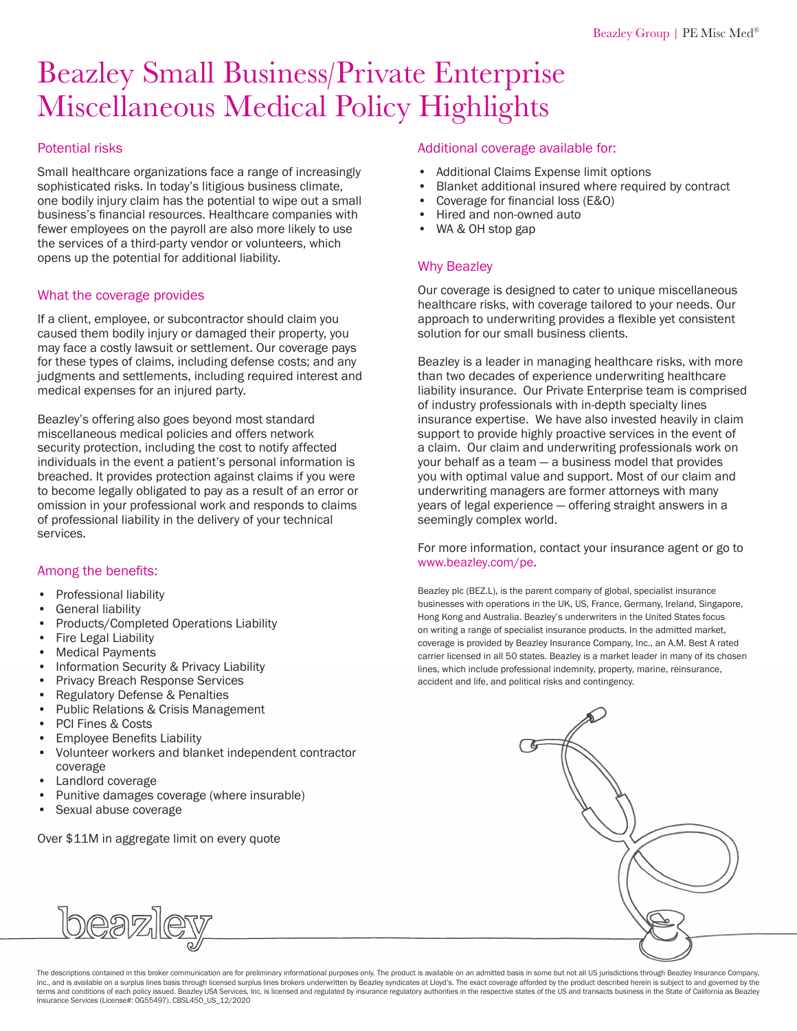# Beazley Small Business/Private Enterprise Miscellaneous Medical Policy Highlights

## Potential risks

Small healthcare organizations face a range of increasingly sophisticated risks. In today's litigious business climate, one bodily injury claim has the potential to wipe out a small business's financial resources. Healthcare companies with fewer employees on the payroll are also more likely to use the services of a third-party vendor or volunteers, which opens up the potential for additional liability.

## What the coverage provides

If a client, employee, or subcontractor should claim you caused them bodily injury or damaged their property, you may face a costly lawsuit or settlement. Our coverage pays for these types of claims, including defense costs; and any judgments and settlements, including required interest and medical expenses for an injured party.

Beazley's offering also goes beyond most standard miscellaneous medical policies and offers network security protection, including the cost to notify affected individuals in the event a patient's personal information is breached. It provides protection against claims if you were to become legally obligated to pay as a result of an error or omission in your professional work and responds to claims of professional liability in the delivery of your technical services.

## Among the benefits:

- Professional liability
- General liability
- Products/Completed Operations Liability
- Fire Legal Liability
- Medical Payments
- Information Security & Privacy Liability
- Privacy Breach Response Services
- Regulatory Defense & Penalties
- Public Relations & Crisis Management
- PCI Fines & Costs
- Employee Benefits Liability
- Volunteer workers and blanket independent contractor coverage
- Landlord coverage
- Punitive damages coverage (where insurable)
- Sexual abuse coverage

Over $11M in aggregate limit on every quote

## Additional coverage available for:

- Additional Claims Expense limit options
- Blanket additional insured where required by contract
- Coverage for financial loss (E&O)
- Hired and non-owned auto
- WA & OH stop gap

## Why Beazley

Our coverage is designed to cater to unique miscellaneous healthcare risks, with coverage tailored to your needs. Our approach to underwriting provides a flexible yet consistent solution for our small business clients.

Beazley is a leader in managing healthcare risks, with more than two decades of experience underwriting healthcare liability insurance. Our Private Enterprise team is comprised of industry professionals with in-depth specialty lines insurance expertise. We have also invested heavily in claim support to provide highly proactive services in the event of a claim. Our claim and underwriting professionals work on your behalf as a team – a business model that provides you with optimal value and support. Most of our claim and underwriting managers are former attorneys with many years of legal experience – offering straight answers in a seemingly complex world.

For more information, contact your insurance agent or go to www.beazley.com/pe.

Beazley plc (BEZ.L), is the parent company of global, specialist insurance businesses with operations in the UK, US, France, Germany, Ireland, Singapore, Hong Kong and Australia. Beazley's underwriters in the United States focus on writing a range of specialist insurance products. In the admitted market, coverage is provided by Beazley Insurance Company, Inc., an A.M. Best A rated carrier licensed in all 50 states. Beazley is a market leader in many of its chosen lines, which include professional indemnity, property, marine, reinsurance, accident and life, and political risks and contingency.

The descriptions contained in this broker communication are for preliminary informational purposes only. The product is available on an admitted basis in some but not all US jurisdictions through Beazley Insurance Company, Inc., and is available on a surplus lines basis through licensed surplus lines brokers underwritten by Beazley syndicates at Lloyd's. The exact coverage afforded by the product described herein is subject to and governed by the terms and conditions of each policy issued. Beazley USA Services, Inc. is licensed and regulated by insurance regulatory authorities in the respective states of the US and transacts business in the State of California as Beazley Insurance Services (License#: 0G55497). CBSL450_US_12/2020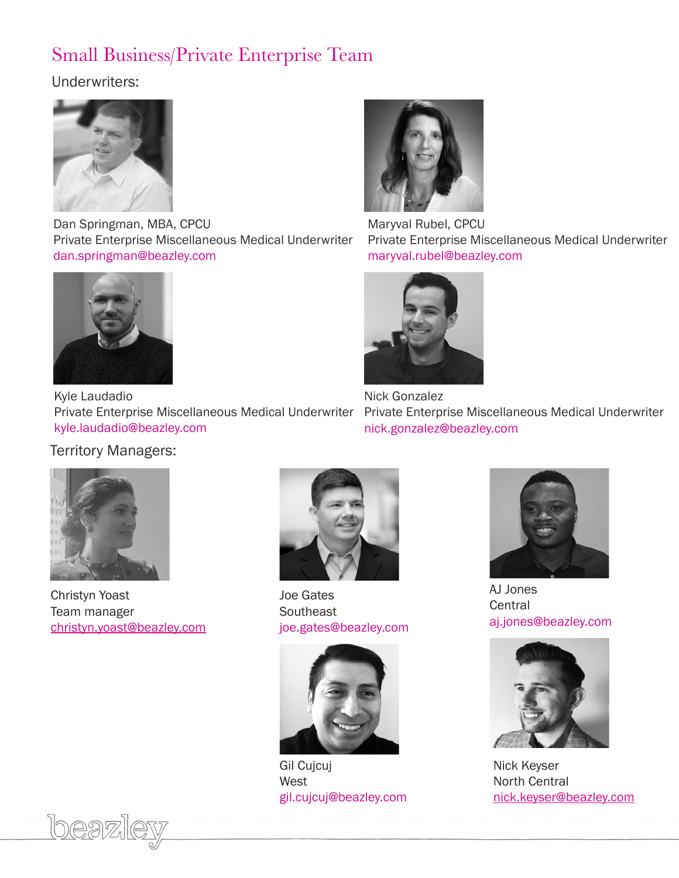## Small Business/Private Enterprise Team

Underwriters:

Dan Springman, MBA, CPCU
Private Enterprise Miscellaneous Medical Underwriter
dan.springman@beazley.com

Maryval Rubel, CPCU
Private Enterprise Miscellaneous Medical Underwriter
maryval.rubel@beazley.com

Kyle Laudadio
Private Enterprise Miscellaneous Medical Underwriter
kyle.laudadio@beazley.com

Nick Gonzalez
Private Enterprise Miscellaneous Medical Underwriter
nick.gonzalez@beazley.com

Territory Managers:

Christyn Yoast
Team manager
christyn.yoast@beazley.com

Joe Gates
Southeast
joe.gates@beazley.com

AJ Jones
Central
aj.jones@beazley.com

Gil Cujcuj
West
gil.cujcuj@beazley.com

Nick Keyser
North Central
nick.keyser@beazley.com